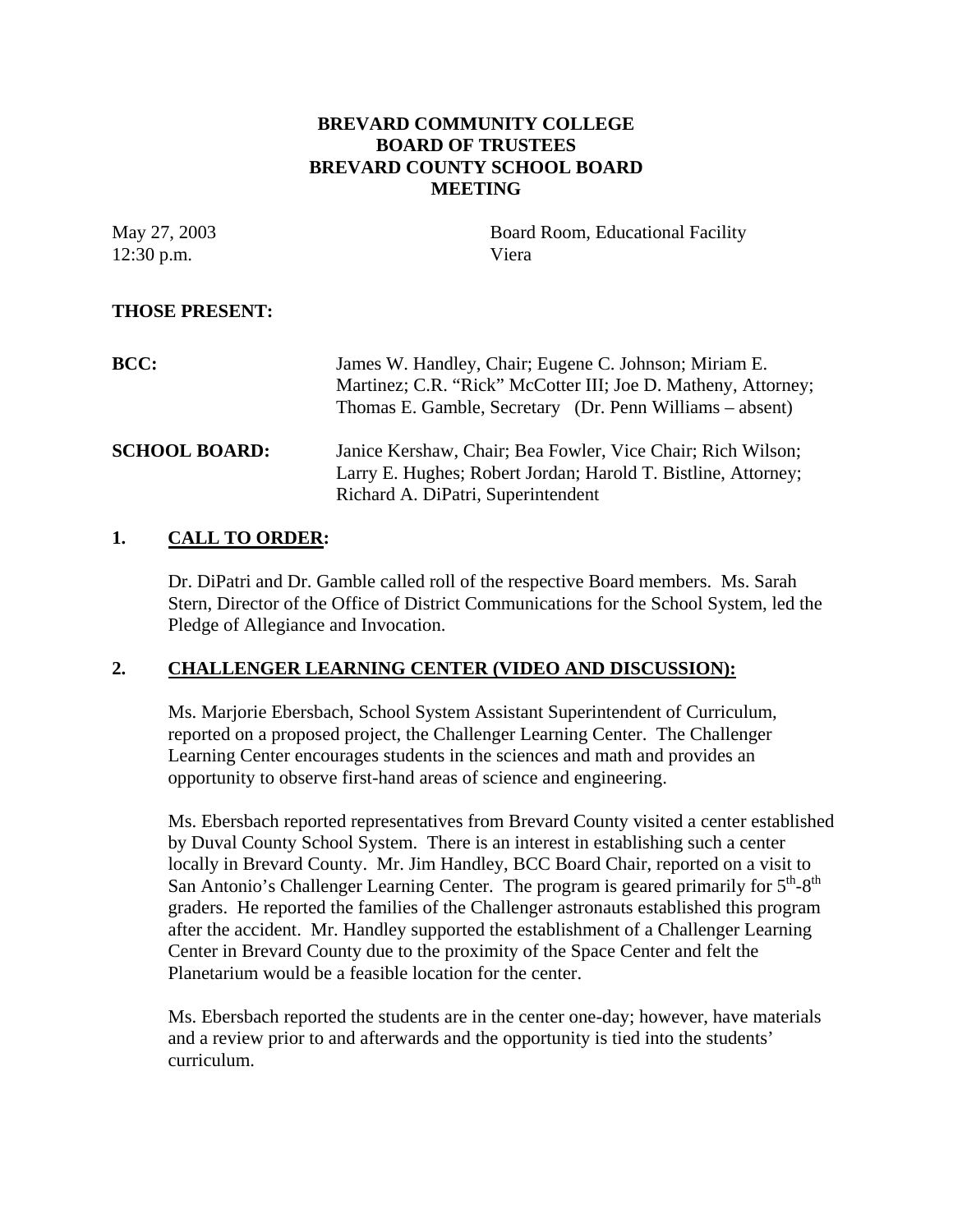# BREVARD COMMUNITY COLLEGE
# BOARD OF TRUSTEES
# BREVARD COUNTY SCHOOL BOARD
# MEETING

May 27, 2003 — Board Room, Educational Facility
12:30 p.m. — Viera

**THOSE PRESENT:**

**BCC:** James W. Handley, Chair; Eugene C. Johnson; Miriam E. Martinez; C.R. "Rick" McCotter III; Joe D. Matheny, Attorney; Thomas E. Gamble, Secretary (Dr. Penn Williams – absent)

**SCHOOL BOARD:** Janice Kershaw, Chair; Bea Fowler, Vice Chair; Rich Wilson; Larry E. Hughes; Robert Jordan; Harold T. Bistline, Attorney; Richard A. DiPatri, Superintendent

## 1. CALL TO ORDER:

Dr. DiPatri and Dr. Gamble called roll of the respective Board members. Ms. Sarah Stern, Director of the Office of District Communications for the School System, led the Pledge of Allegiance and Invocation.

## 2. CHALLENGER LEARNING CENTER (VIDEO AND DISCUSSION):

Ms. Marjorie Ebersbach, School System Assistant Superintendent of Curriculum, reported on a proposed project, the Challenger Learning Center. The Challenger Learning Center encourages students in the sciences and math and provides an opportunity to observe first-hand areas of science and engineering.

Ms. Ebersbach reported representatives from Brevard County visited a center established by Duval County School System. There is an interest in establishing such a center locally in Brevard County. Mr. Jim Handley, BCC Board Chair, reported on a visit to San Antonio's Challenger Learning Center. The program is geared primarily for 5th-8th graders. He reported the families of the Challenger astronauts established this program after the accident. Mr. Handley supported the establishment of a Challenger Learning Center in Brevard County due to the proximity of the Space Center and felt the Planetarium would be a feasible location for the center.

Ms. Ebersbach reported the students are in the center one-day; however, have materials and a review prior to and afterwards and the opportunity is tied into the students' curriculum.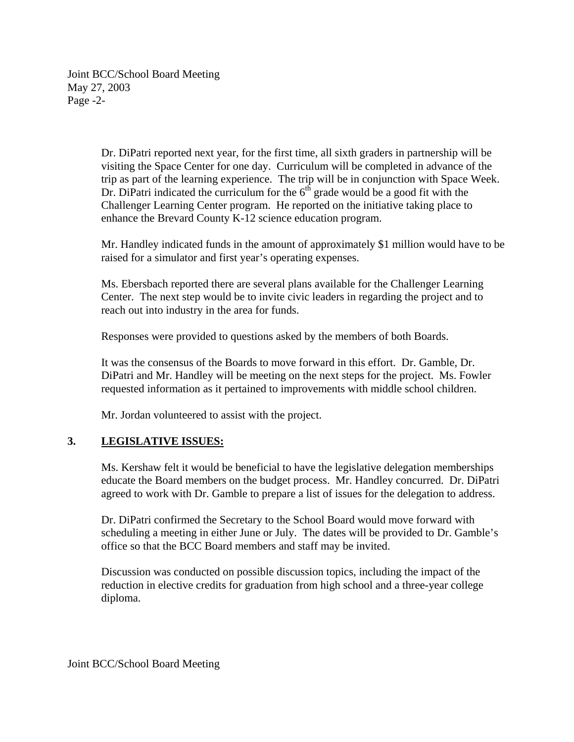Dr. DiPatri reported next year, for the first time, all sixth graders in partnership will be visiting the Space Center for one day. Curriculum will be completed in advance of the trip as part of the learning experience. The trip will be in conjunction with Space Week. Dr. DiPatri indicated the curriculum for the 6th grade would be a good fit with the Challenger Learning Center program. He reported on the initiative taking place to enhance the Brevard County K-12 science education program.

Mr. Handley indicated funds in the amount of approximately $1 million would have to be raised for a simulator and first year's operating expenses.

Ms. Ebersbach reported there are several plans available for the Challenger Learning Center. The next step would be to invite civic leaders in regarding the project and to reach out into industry in the area for funds.

Responses were provided to questions asked by the members of both Boards.

It was the consensus of the Boards to move forward in this effort. Dr. Gamble, Dr. DiPatri and Mr. Handley will be meeting on the next steps for the project. Ms. Fowler requested information as it pertained to improvements with middle school children.

Mr. Jordan volunteered to assist with the project.

## 3. LEGISLATIVE ISSUES:

Ms. Kershaw felt it would be beneficial to have the legislative delegation memberships educate the Board members on the budget process. Mr. Handley concurred. Dr. DiPatri agreed to work with Dr. Gamble to prepare a list of issues for the delegation to address.

Dr. DiPatri confirmed the Secretary to the School Board would move forward with scheduling a meeting in either June or July. The dates will be provided to Dr. Gamble's office so that the BCC Board members and staff may be invited.

Discussion was conducted on possible discussion topics, including the impact of the reduction in elective credits for graduation from high school and a three-year college diploma.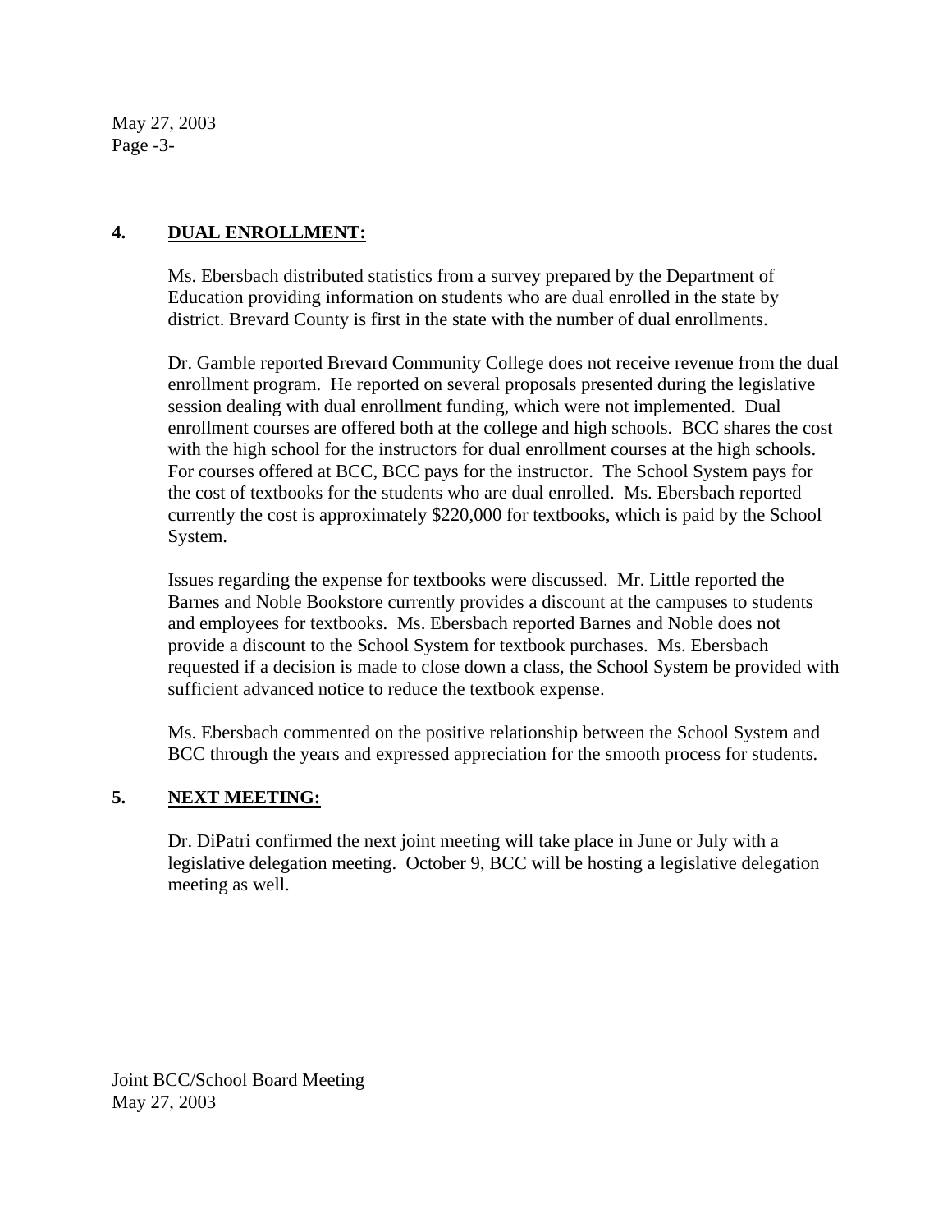**4. DUAL ENROLLMENT:**

Ms. Ebersbach distributed statistics from a survey prepared by the Department of Education providing information on students who are dual enrolled in the state by district. Brevard County is first in the state with the number of dual enrollments.

Dr. Gamble reported Brevard Community College does not receive revenue from the dual enrollment program. He reported on several proposals presented during the legislative session dealing with dual enrollment funding, which were not implemented. Dual enrollment courses are offered both at the college and high schools. BCC shares the cost with the high school for the instructors for dual enrollment courses at the high schools. For courses offered at BCC, BCC pays for the instructor. The School System pays for the cost of textbooks for the students who are dual enrolled. Ms. Ebersbach reported currently the cost is approximately $220,000 for textbooks, which is paid by the School System.

Issues regarding the expense for textbooks were discussed. Mr. Little reported the Barnes and Noble Bookstore currently provides a discount at the campuses to students and employees for textbooks. Ms. Ebersbach reported Barnes and Noble does not provide a discount to the School System for textbook purchases. Ms. Ebersbach requested if a decision is made to close down a class, the School System be provided with sufficient advanced notice to reduce the textbook expense.

Ms. Ebersbach commented on the positive relationship between the School System and BCC through the years and expressed appreciation for the smooth process for students.

**5. NEXT MEETING:**

Dr. DiPatri confirmed the next joint meeting will take place in June or July with a legislative delegation meeting. October 9, BCC will be hosting a legislative delegation meeting as well.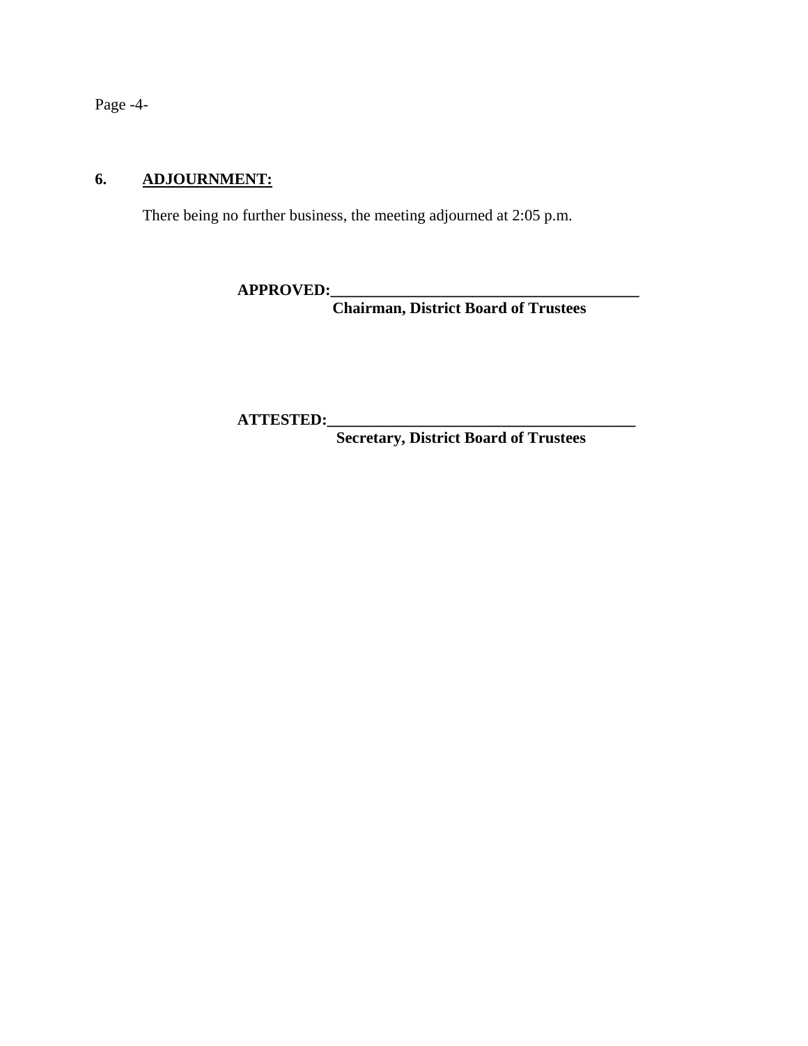**6. ADJOURNMENT:**

There being no further business, the meeting adjourned at 2:05 p.m.

**APPROVED:\_\_\_\_\_\_\_\_\_\_\_\_\_\_\_\_\_\_\_\_\_\_\_\_\_\_\_\_\_\_\_\_\_\_\_\_\_\_\_\_**
**Chairman, District Board of Trustees**

**ATTESTED:\_\_\_\_\_\_\_\_\_\_\_\_\_\_\_\_\_\_\_\_\_\_\_\_\_\_\_\_\_\_\_\_\_\_\_\_\_\_\_\_**
**Secretary, District Board of Trustees**